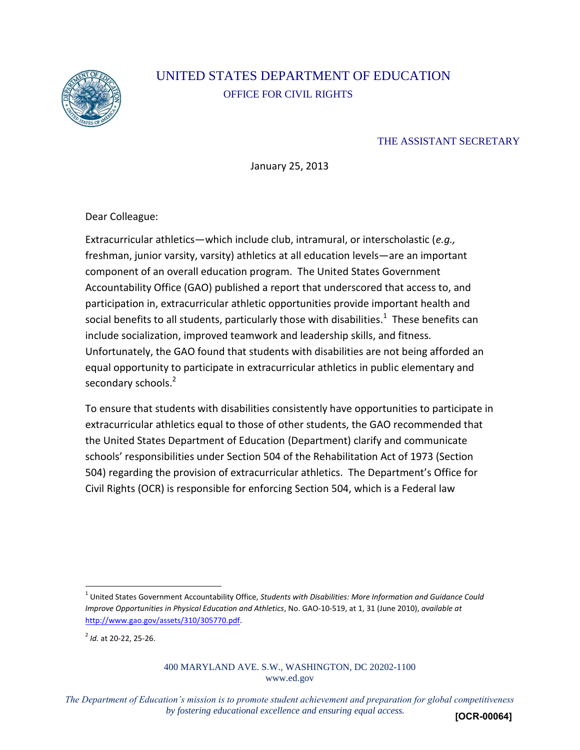# UNITED STATES DEPARTMENT OF EDUCATION

## OFFICE FOR CIVIL RIGHTS

THE ASSISTANT SECRETARY

January 25, 2013

Dear Colleague:

Extracurricular athletics—which include club, intramural, or interscholastic (*e.g.,* freshman, junior varsity, varsity) athletics at all education levels—are an important component of an overall education program. The United States Government Accountability Office (GAO) published a report that underscored that access to, and participation in, extracurricular athletic opportunities provide important health and social benefits to all students, particularly those with disabilities.[1] These benefits can include socialization, improved teamwork and leadership skills, and fitness. Unfortunately, the GAO found that students with disabilities are not being afforded an equal opportunity to participate in extracurricular athletics in public elementary and secondary schools.[2]

To ensure that students with disabilities consistently have opportunities to participate in extracurricular athletics equal to those of other students, the GAO recommended that the United States Department of Education (Department) clarify and communicate schools' responsibilities under Section 504 of the Rehabilitation Act of 1973 (Section 504) regarding the provision of extracurricular athletics. The Department's Office for Civil Rights (OCR) is responsible for enforcing Section 504, which is a Federal law

---

[1] United States Government Accountability Office, *Students with Disabilities: More Information and Guidance Could Improve Opportunities in Physical Education and Athletics*, No. GAO-10-519, at 1, 31 (June 2010), *available at* http://www.gao.gov/assets/310/305770.pdf.

[2] *Id.* at 20-22, 25-26.

400 MARYLAND AVE. S.W., WASHINGTON, DC 20202-1100
www.ed.gov

*The Department of Education's mission is to promote student achievement and preparation for global competitiveness by fostering educational excellence and ensuring equal access.*

[OCR-00064]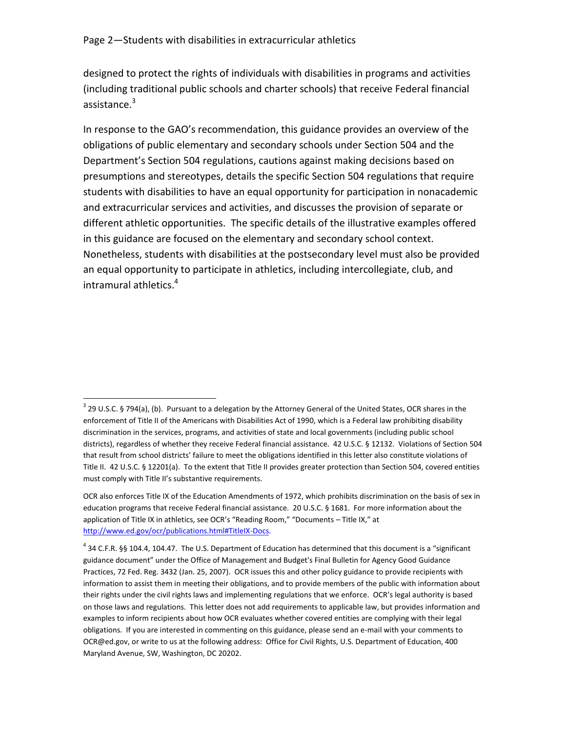designed to protect the rights of individuals with disabilities in programs and activities (including traditional public schools and charter schools) that receive Federal financial assistance.[3]

In response to the GAO's recommendation, this guidance provides an overview of the obligations of public elementary and secondary schools under Section 504 and the Department's Section 504 regulations, cautions against making decisions based on presumptions and stereotypes, details the specific Section 504 regulations that require students with disabilities to have an equal opportunity for participation in nonacademic and extracurricular services and activities, and discusses the provision of separate or different athletic opportunities. The specific details of the illustrative examples offered in this guidance are focused on the elementary and secondary school context. Nonetheless, students with disabilities at the postsecondary level must also be provided an equal opportunity to participate in athletics, including intercollegiate, club, and intramural athletics.[4]

---

[3] 29 U.S.C. § 794(a), (b). Pursuant to a delegation by the Attorney General of the United States, OCR shares in the enforcement of Title II of the Americans with Disabilities Act of 1990, which is a Federal law prohibiting disability discrimination in the services, programs, and activities of state and local governments (including public school districts), regardless of whether they receive Federal financial assistance. 42 U.S.C. § 12132. Violations of Section 504 that result from school districts' failure to meet the obligations identified in this letter also constitute violations of Title II. 42 U.S.C. § 12201(a). To the extent that Title II provides greater protection than Section 504, covered entities must comply with Title II's substantive requirements.

OCR also enforces Title IX of the Education Amendments of 1972, which prohibits discrimination on the basis of sex in education programs that receive Federal financial assistance. 20 U.S.C. § 1681. For more information about the application of Title IX in athletics, see OCR's "Reading Room," "Documents – Title IX," at http://www.ed.gov/ocr/publications.html#TitleIX-Docs.

[4] 34 C.F.R. §§ 104.4, 104.47. The U.S. Department of Education has determined that this document is a "significant guidance document" under the Office of Management and Budget's Final Bulletin for Agency Good Guidance Practices, 72 Fed. Reg. 3432 (Jan. 25, 2007). OCR issues this and other policy guidance to provide recipients with information to assist them in meeting their obligations, and to provide members of the public with information about their rights under the civil rights laws and implementing regulations that we enforce. OCR's legal authority is based on those laws and regulations. This letter does not add requirements to applicable law, but provides information and examples to inform recipients about how OCR evaluates whether covered entities are complying with their legal obligations. If you are interested in commenting on this guidance, please send an e-mail with your comments to OCR@ed.gov, or write to us at the following address: Office for Civil Rights, U.S. Department of Education, 400 Maryland Avenue, SW, Washington, DC 20202.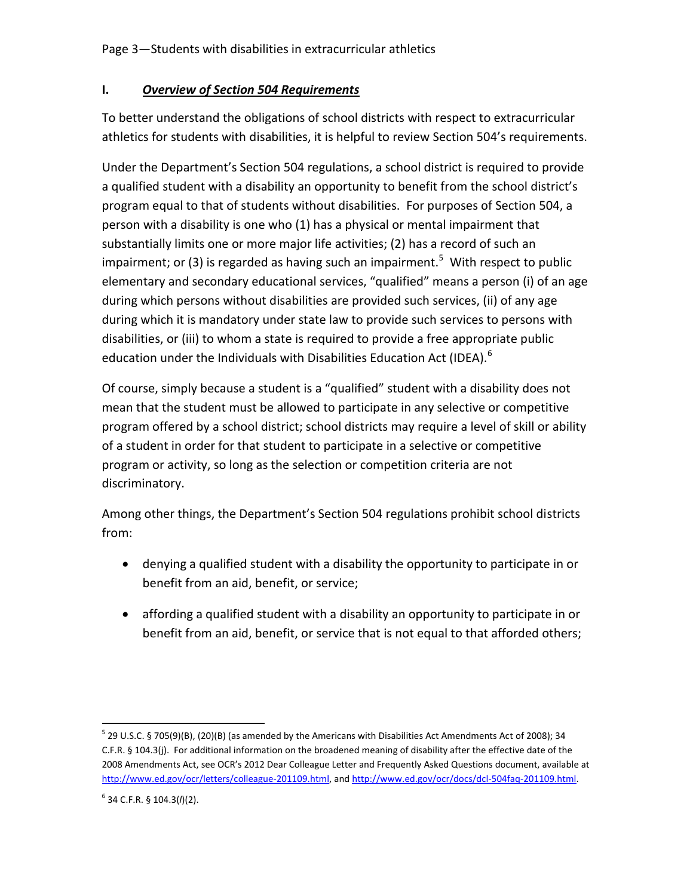## I. ***Overview of Section 504 Requirements***

To better understand the obligations of school districts with respect to extracurricular athletics for students with disabilities, it is helpful to review Section 504's requirements.

Under the Department's Section 504 regulations, a school district is required to provide a qualified student with a disability an opportunity to benefit from the school district's program equal to that of students without disabilities. For purposes of Section 504, a person with a disability is one who (1) has a physical or mental impairment that substantially limits one or more major life activities; (2) has a record of such an impairment; or (3) is regarded as having such an impairment.[5] With respect to public elementary and secondary educational services, "qualified" means a person (i) of an age during which persons without disabilities are provided such services, (ii) of any age during which it is mandatory under state law to provide such services to persons with disabilities, or (iii) to whom a state is required to provide a free appropriate public education under the Individuals with Disabilities Education Act (IDEA).[6]

Of course, simply because a student is a "qualified" student with a disability does not mean that the student must be allowed to participate in any selective or competitive program offered by a school district; school districts may require a level of skill or ability of a student in order for that student to participate in a selective or competitive program or activity, so long as the selection or competition criteria are not discriminatory.

Among other things, the Department's Section 504 regulations prohibit school districts from:

- denying a qualified student with a disability the opportunity to participate in or benefit from an aid, benefit, or service;
- affording a qualified student with a disability an opportunity to participate in or benefit from an aid, benefit, or service that is not equal to that afforded others;

---

[5] 29 U.S.C. § 705(9)(B), (20)(B) (as amended by the Americans with Disabilities Act Amendments Act of 2008); 34 C.F.R. § 104.3(j). For additional information on the broadened meaning of disability after the effective date of the 2008 Amendments Act, see OCR's 2012 Dear Colleague Letter and Frequently Asked Questions document, available at http://www.ed.gov/ocr/letters/colleague-201109.html, and http://www.ed.gov/ocr/docs/dcl-504faq-201109.html.

[6] 34 C.F.R. § 104.3(*l*)(2).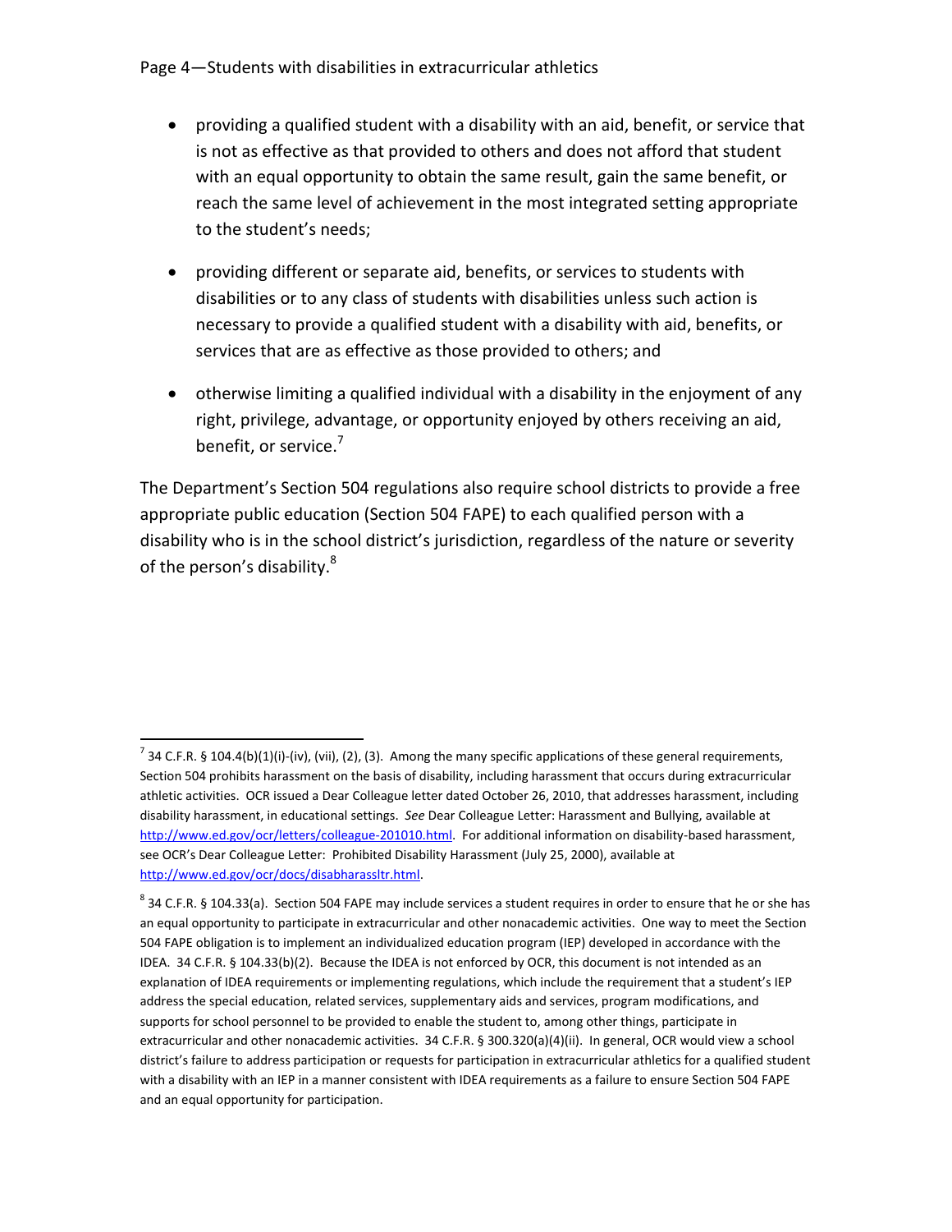- providing a qualified student with a disability with an aid, benefit, or service that is not as effective as that provided to others and does not afford that student with an equal opportunity to obtain the same result, gain the same benefit, or reach the same level of achievement in the most integrated setting appropriate to the student's needs;
- providing different or separate aid, benefits, or services to students with disabilities or to any class of students with disabilities unless such action is necessary to provide a qualified student with a disability with aid, benefits, or services that are as effective as those provided to others; and
- otherwise limiting a qualified individual with a disability in the enjoyment of any right, privilege, advantage, or opportunity enjoyed by others receiving an aid, benefit, or service.[7]

The Department's Section 504 regulations also require school districts to provide a free appropriate public education (Section 504 FAPE) to each qualified person with a disability who is in the school district's jurisdiction, regardless of the nature or severity of the person's disability.[8]

---

[7] 34 C.F.R. § 104.4(b)(1)(i)-(iv), (vii), (2), (3). Among the many specific applications of these general requirements, Section 504 prohibits harassment on the basis of disability, including harassment that occurs during extracurricular athletic activities. OCR issued a Dear Colleague letter dated October 26, 2010, that addresses harassment, including disability harassment, in educational settings. *See* Dear Colleague Letter: Harassment and Bullying, available at http://www.ed.gov/ocr/letters/colleague-201010.html. For additional information on disability-based harassment, see OCR's Dear Colleague Letter: Prohibited Disability Harassment (July 25, 2000), available at http://www.ed.gov/ocr/docs/disabharassltr.html.

[8] 34 C.F.R. § 104.33(a). Section 504 FAPE may include services a student requires in order to ensure that he or she has an equal opportunity to participate in extracurricular and other nonacademic activities. One way to meet the Section 504 FAPE obligation is to implement an individualized education program (IEP) developed in accordance with the IDEA. 34 C.F.R. § 104.33(b)(2). Because the IDEA is not enforced by OCR, this document is not intended as an explanation of IDEA requirements or implementing regulations, which include the requirement that a student's IEP address the special education, related services, supplementary aids and services, program modifications, and supports for school personnel to be provided to enable the student to, among other things, participate in extracurricular and other nonacademic activities. 34 C.F.R. § 300.320(a)(4)(ii). In general, OCR would view a school district's failure to address participation or requests for participation in extracurricular athletics for a qualified student with a disability with an IEP in a manner consistent with IDEA requirements as a failure to ensure Section 504 FAPE and an equal opportunity for participation.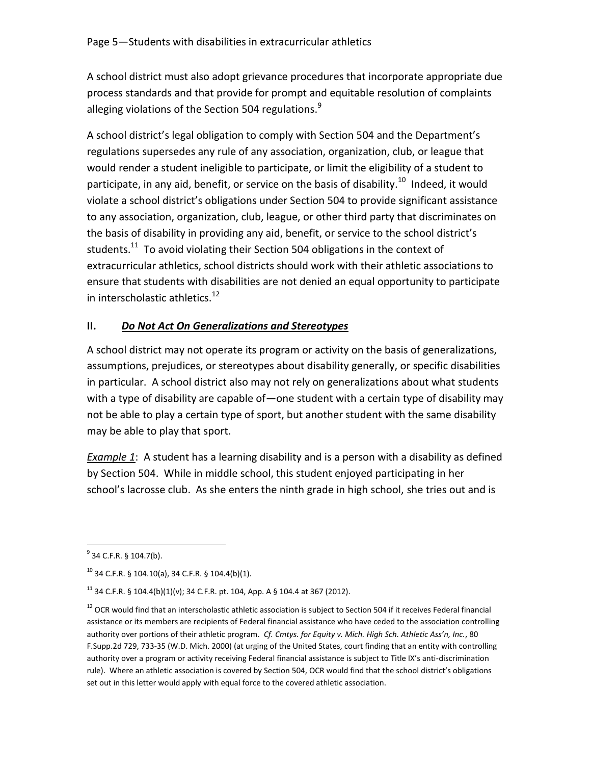A school district must also adopt grievance procedures that incorporate appropriate due process standards and that provide for prompt and equitable resolution of complaints alleging violations of the Section 504 regulations.[9]

A school district's legal obligation to comply with Section 504 and the Department's regulations supersedes any rule of any association, organization, club, or league that would render a student ineligible to participate, or limit the eligibility of a student to participate, in any aid, benefit, or service on the basis of disability.[10] Indeed, it would violate a school district's obligations under Section 504 to provide significant assistance to any association, organization, club, league, or other third party that discriminates on the basis of disability in providing any aid, benefit, or service to the school district's students.[11] To avoid violating their Section 504 obligations in the context of extracurricular athletics, school districts should work with their athletic associations to ensure that students with disabilities are not denied an equal opportunity to participate in interscholastic athletics.[12]

## II. ***Do Not Act On Generalizations and Stereotypes***

A school district may not operate its program or activity on the basis of generalizations, assumptions, prejudices, or stereotypes about disability generally, or specific disabilities in particular. A school district also may not rely on generalizations about what students with a type of disability are capable of—one student with a certain type of disability may not be able to play a certain type of sport, but another student with the same disability may be able to play that sport.

***Example 1***: A student has a learning disability and is a person with a disability as defined by Section 504. While in middle school, this student enjoyed participating in her school's lacrosse club. As she enters the ninth grade in high school, she tries out and is

---

[9] 34 C.F.R. § 104.7(b).

[10] 34 C.F.R. § 104.10(a), 34 C.F.R. § 104.4(b)(1).

[11] 34 C.F.R. § 104.4(b)(1)(v); 34 C.F.R. pt. 104, App. A § 104.4 at 367 (2012).

[12] OCR would find that an interscholastic athletic association is subject to Section 504 if it receives Federal financial assistance or its members are recipients of Federal financial assistance who have ceded to the association controlling authority over portions of their athletic program. *Cf. Cmtys. for Equity v. Mich. High Sch. Athletic Ass'n, Inc.*, 80 F.Supp.2d 729, 733-35 (W.D. Mich. 2000) (at urging of the United States, court finding that an entity with controlling authority over a program or activity receiving Federal financial assistance is subject to Title IX's anti-discrimination rule). Where an athletic association is covered by Section 504, OCR would find that the school district's obligations set out in this letter would apply with equal force to the covered athletic association.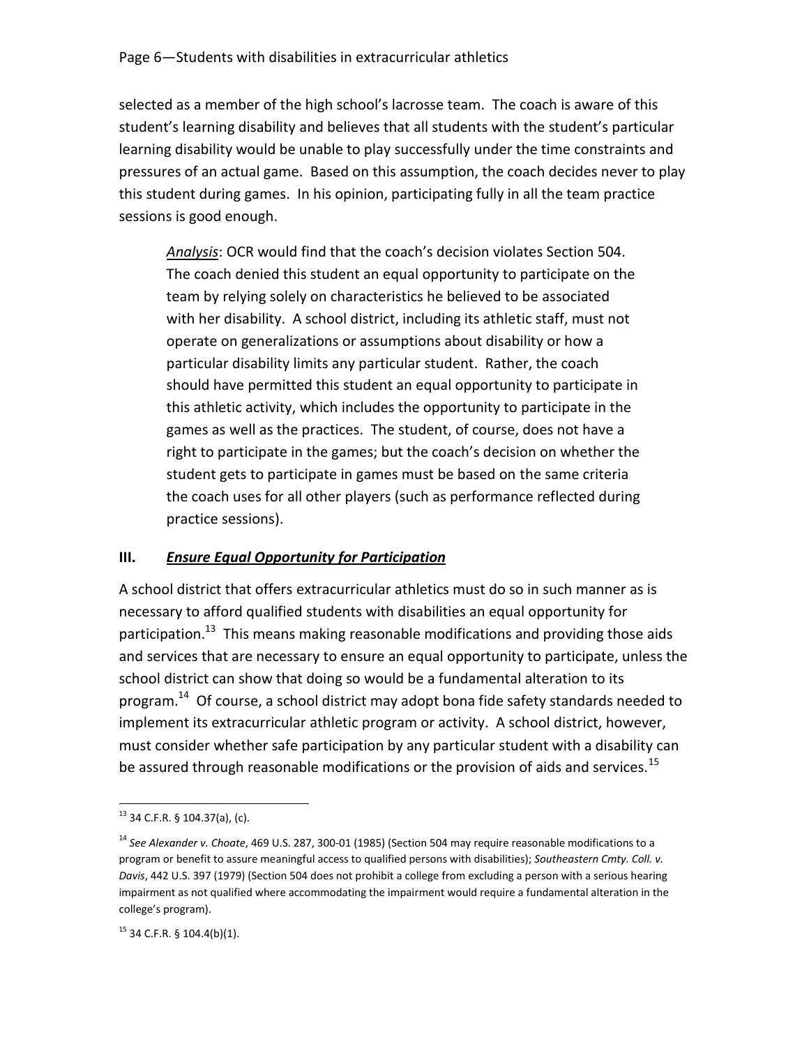selected as a member of the high school's lacrosse team. The coach is aware of this student's learning disability and believes that all students with the student's particular learning disability would be unable to play successfully under the time constraints and pressures of an actual game. Based on this assumption, the coach decides never to play this student during games. In his opinion, participating fully in all the team practice sessions is good enough.

> ***Analysis***: OCR would find that the coach's decision violates Section 504. The coach denied this student an equal opportunity to participate on the team by relying solely on characteristics he believed to be associated with her disability. A school district, including its athletic staff, must not operate on generalizations or assumptions about disability or how a particular disability limits any particular student. Rather, the coach should have permitted this student an equal opportunity to participate in this athletic activity, which includes the opportunity to participate in the games as well as the practices. The student, of course, does not have a right to participate in the games; but the coach's decision on whether the student gets to participate in games must be based on the same criteria the coach uses for all other players (such as performance reflected during practice sessions).

## III. ***Ensure Equal Opportunity for Participation***

A school district that offers extracurricular athletics must do so in such manner as is necessary to afford qualified students with disabilities an equal opportunity for participation.[13] This means making reasonable modifications and providing those aids and services that are necessary to ensure an equal opportunity to participate, unless the school district can show that doing so would be a fundamental alteration to its program.[14] Of course, a school district may adopt bona fide safety standards needed to implement its extracurricular athletic program or activity. A school district, however, must consider whether safe participation by any particular student with a disability can be assured through reasonable modifications or the provision of aids and services.[15]

---

[13] 34 C.F.R. § 104.37(a), (c).

[14] *See Alexander v. Choate*, 469 U.S. 287, 300-01 (1985) (Section 504 may require reasonable modifications to a program or benefit to assure meaningful access to qualified persons with disabilities); *Southeastern Cmty. Coll. v. Davis*, 442 U.S. 397 (1979) (Section 504 does not prohibit a college from excluding a person with a serious hearing impairment as not qualified where accommodating the impairment would require a fundamental alteration in the college's program).

[15] 34 C.F.R. § 104.4(b)(1).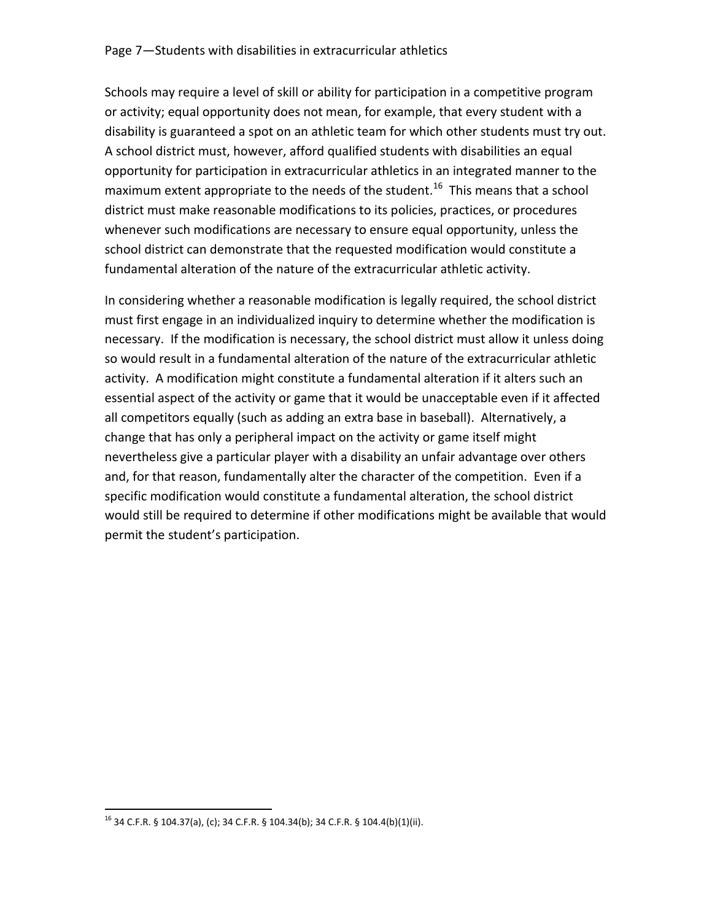Schools may require a level of skill or ability for participation in a competitive program or activity; equal opportunity does not mean, for example, that every student with a disability is guaranteed a spot on an athletic team for which other students must try out. A school district must, however, afford qualified students with disabilities an equal opportunity for participation in extracurricular athletics in an integrated manner to the maximum extent appropriate to the needs of the student.[16] This means that a school district must make reasonable modifications to its policies, practices, or procedures whenever such modifications are necessary to ensure equal opportunity, unless the school district can demonstrate that the requested modification would constitute a fundamental alteration of the nature of the extracurricular athletic activity.

In considering whether a reasonable modification is legally required, the school district must first engage in an individualized inquiry to determine whether the modification is necessary. If the modification is necessary, the school district must allow it unless doing so would result in a fundamental alteration of the nature of the extracurricular athletic activity. A modification might constitute a fundamental alteration if it alters such an essential aspect of the activity or game that it would be unacceptable even if it affected all competitors equally (such as adding an extra base in baseball). Alternatively, a change that has only a peripheral impact on the activity or game itself might nevertheless give a particular player with a disability an unfair advantage over others and, for that reason, fundamentally alter the character of the competition. Even if a specific modification would constitute a fundamental alteration, the school district would still be required to determine if other modifications might be available that would permit the student's participation.

[16] 34 C.F.R. § 104.37(a), (c); 34 C.F.R. § 104.34(b); 34 C.F.R. § 104.4(b)(1)(ii).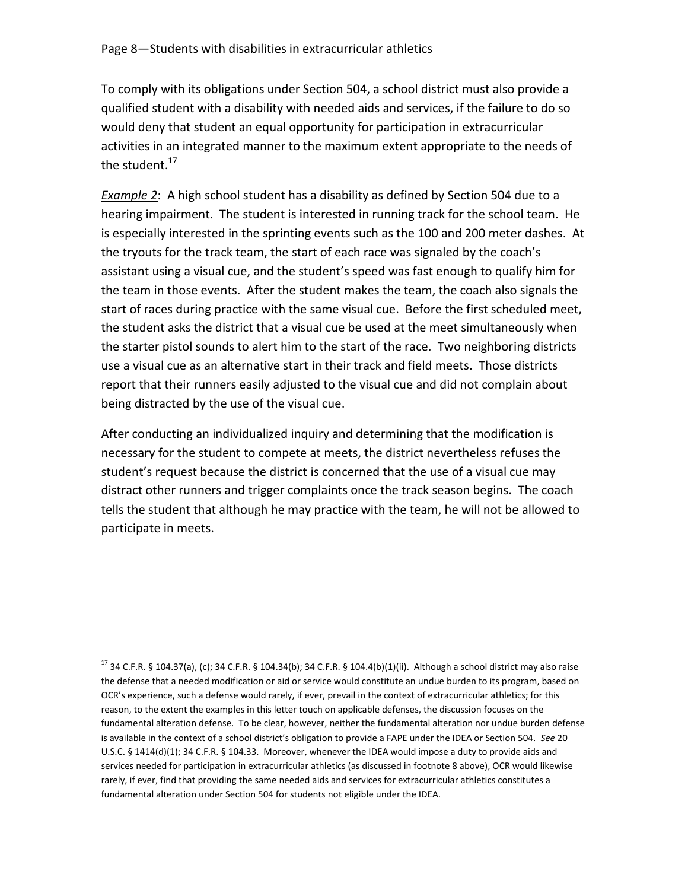To comply with its obligations under Section 504, a school district must also provide a qualified student with a disability with needed aids and services, if the failure to do so would deny that student an equal opportunity for participation in extracurricular activities in an integrated manner to the maximum extent appropriate to the needs of the student.[17]

*__Example 2__*: A high school student has a disability as defined by Section 504 due to a hearing impairment. The student is interested in running track for the school team. He is especially interested in the sprinting events such as the 100 and 200 meter dashes. At the tryouts for the track team, the start of each race was signaled by the coach's assistant using a visual cue, and the student's speed was fast enough to qualify him for the team in those events. After the student makes the team, the coach also signals the start of races during practice with the same visual cue. Before the first scheduled meet, the student asks the district that a visual cue be used at the meet simultaneously when the starter pistol sounds to alert him to the start of the race. Two neighboring districts use a visual cue as an alternative start in their track and field meets. Those districts report that their runners easily adjusted to the visual cue and did not complain about being distracted by the use of the visual cue.

After conducting an individualized inquiry and determining that the modification is necessary for the student to compete at meets, the district nevertheless refuses the student's request because the district is concerned that the use of a visual cue may distract other runners and trigger complaints once the track season begins. The coach tells the student that although he may practice with the team, he will not be allowed to participate in meets.

---

[17] 34 C.F.R. § 104.37(a), (c); 34 C.F.R. § 104.34(b); 34 C.F.R. § 104.4(b)(1)(ii). Although a school district may also raise the defense that a needed modification or aid or service would constitute an undue burden to its program, based on OCR's experience, such a defense would rarely, if ever, prevail in the context of extracurricular athletics; for this reason, to the extent the examples in this letter touch on applicable defenses, the discussion focuses on the fundamental alteration defense. To be clear, however, neither the fundamental alteration nor undue burden defense is available in the context of a school district's obligation to provide a FAPE under the IDEA or Section 504. *See* 20 U.S.C. § 1414(d)(1); 34 C.F.R. § 104.33. Moreover, whenever the IDEA would impose a duty to provide aids and services needed for participation in extracurricular athletics (as discussed in footnote 8 above), OCR would likewise rarely, if ever, find that providing the same needed aids and services for extracurricular athletics constitutes a fundamental alteration under Section 504 for students not eligible under the IDEA.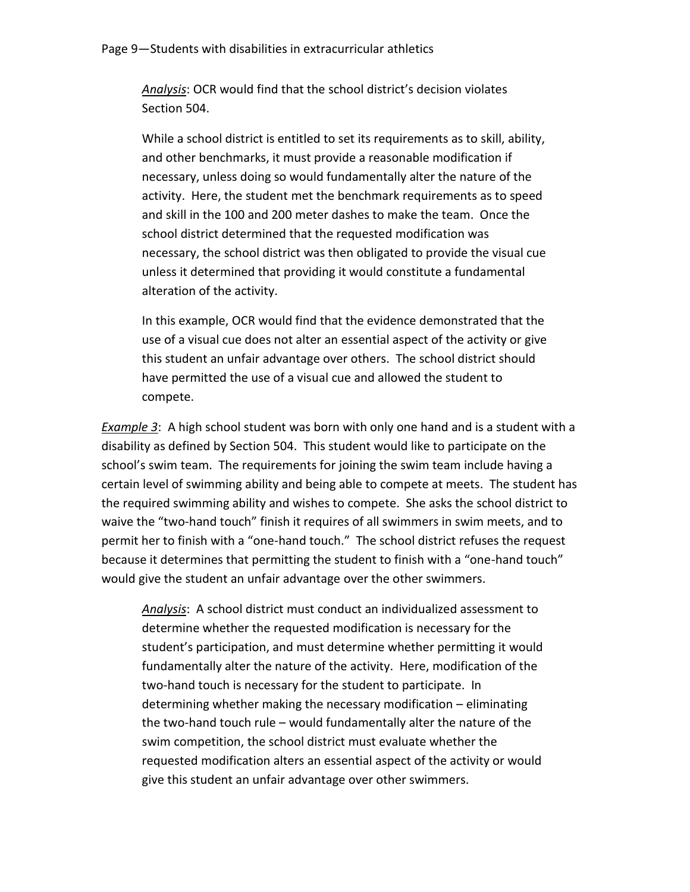*Analysis*: OCR would find that the school district's decision violates Section 504.

While a school district is entitled to set its requirements as to skill, ability, and other benchmarks, it must provide a reasonable modification if necessary, unless doing so would fundamentally alter the nature of the activity. Here, the student met the benchmark requirements as to speed and skill in the 100 and 200 meter dashes to make the team. Once the school district determined that the requested modification was necessary, the school district was then obligated to provide the visual cue unless it determined that providing it would constitute a fundamental alteration of the activity.

In this example, OCR would find that the evidence demonstrated that the use of a visual cue does not alter an essential aspect of the activity or give this student an unfair advantage over others. The school district should have permitted the use of a visual cue and allowed the student to compete.

*Example 3*: A high school student was born with only one hand and is a student with a disability as defined by Section 504. This student would like to participate on the school's swim team. The requirements for joining the swim team include having a certain level of swimming ability and being able to compete at meets. The student has the required swimming ability and wishes to compete. She asks the school district to waive the "two-hand touch" finish it requires of all swimmers in swim meets, and to permit her to finish with a "one-hand touch." The school district refuses the request because it determines that permitting the student to finish with a "one-hand touch" would give the student an unfair advantage over the other swimmers.

*Analysis*: A school district must conduct an individualized assessment to determine whether the requested modification is necessary for the student's participation, and must determine whether permitting it would fundamentally alter the nature of the activity. Here, modification of the two-hand touch is necessary for the student to participate. In determining whether making the necessary modification – eliminating the two-hand touch rule – would fundamentally alter the nature of the swim competition, the school district must evaluate whether the requested modification alters an essential aspect of the activity or would give this student an unfair advantage over other swimmers.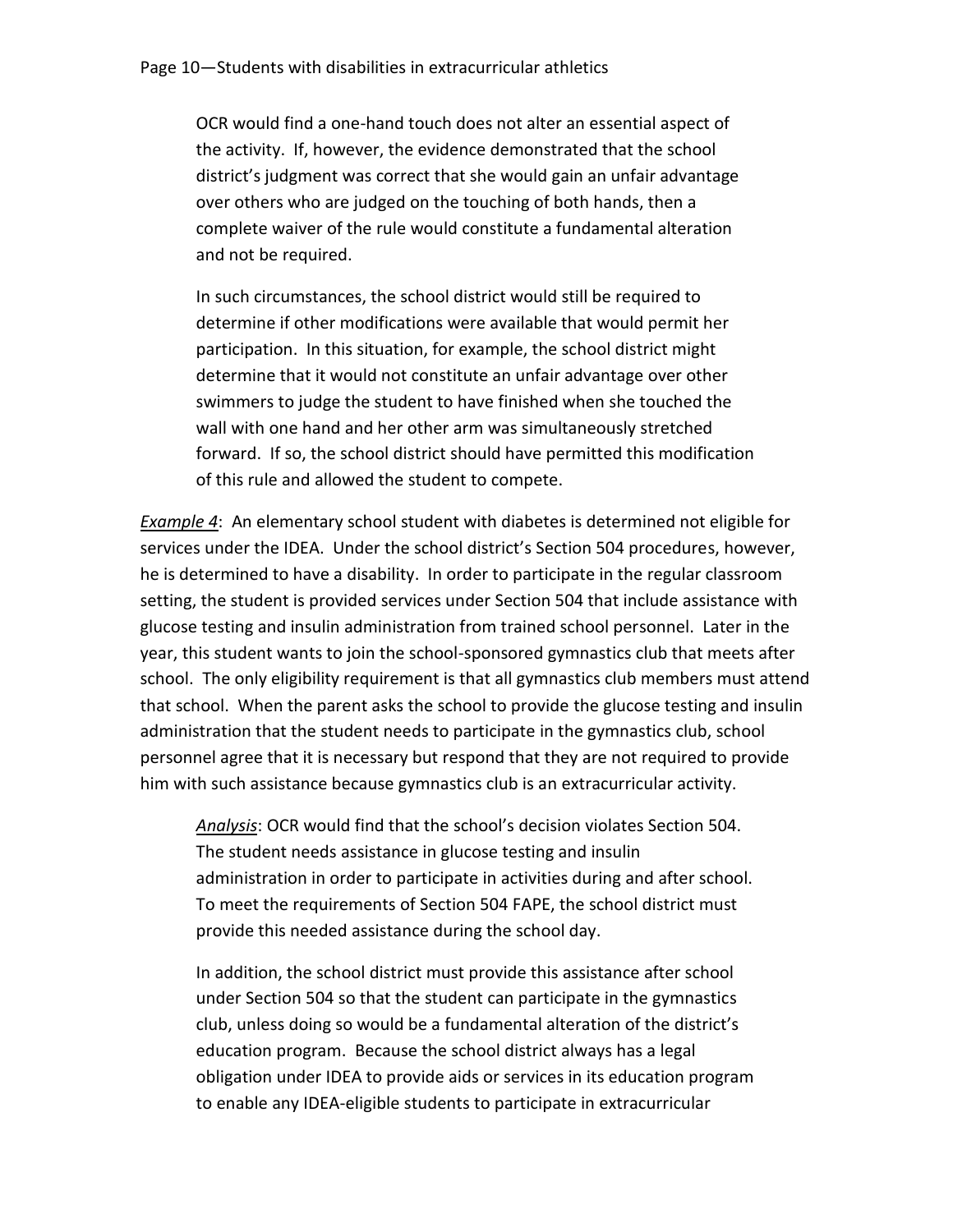OCR would find a one-hand touch does not alter an essential aspect of the activity. If, however, the evidence demonstrated that the school district's judgment was correct that she would gain an unfair advantage over others who are judged on the touching of both hands, then a complete waiver of the rule would constitute a fundamental alteration and not be required.

In such circumstances, the school district would still be required to determine if other modifications were available that would permit her participation. In this situation, for example, the school district might determine that it would not constitute an unfair advantage over other swimmers to judge the student to have finished when she touched the wall with one hand and her other arm was simultaneously stretched forward. If so, the school district should have permitted this modification of this rule and allowed the student to compete.

*Example 4*: An elementary school student with diabetes is determined not eligible for services under the IDEA. Under the school district's Section 504 procedures, however, he is determined to have a disability. In order to participate in the regular classroom setting, the student is provided services under Section 504 that include assistance with glucose testing and insulin administration from trained school personnel. Later in the year, this student wants to join the school-sponsored gymnastics club that meets after school. The only eligibility requirement is that all gymnastics club members must attend that school. When the parent asks the school to provide the glucose testing and insulin administration that the student needs to participate in the gymnastics club, school personnel agree that it is necessary but respond that they are not required to provide him with such assistance because gymnastics club is an extracurricular activity.

*Analysis*: OCR would find that the school's decision violates Section 504. The student needs assistance in glucose testing and insulin administration in order to participate in activities during and after school. To meet the requirements of Section 504 FAPE, the school district must provide this needed assistance during the school day.

In addition, the school district must provide this assistance after school under Section 504 so that the student can participate in the gymnastics club, unless doing so would be a fundamental alteration of the district's education program. Because the school district always has a legal obligation under IDEA to provide aids or services in its education program to enable any IDEA-eligible students to participate in extracurricular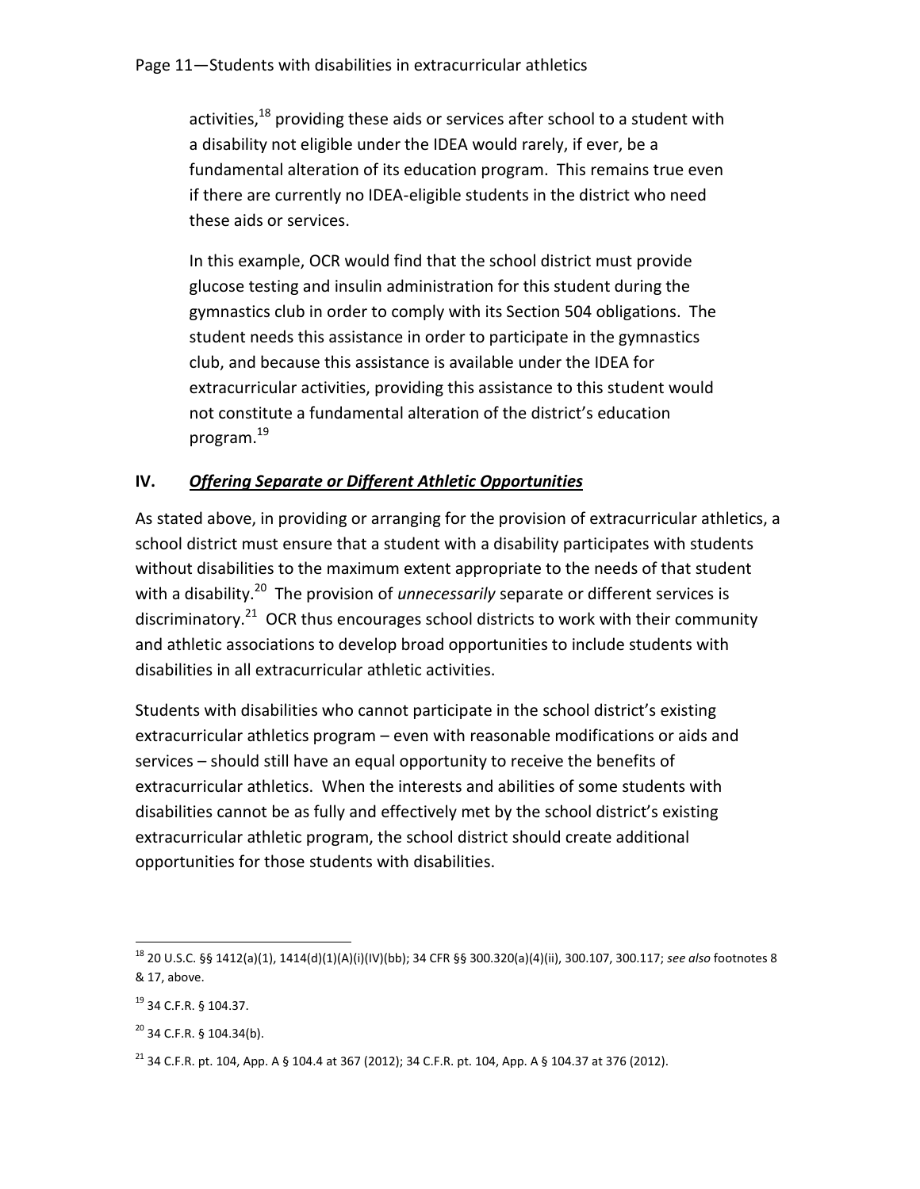activities,[18] providing these aids or services after school to a student with a disability not eligible under the IDEA would rarely, if ever, be a fundamental alteration of its education program. This remains true even if there are currently no IDEA-eligible students in the district who need these aids or services.

In this example, OCR would find that the school district must provide glucose testing and insulin administration for this student during the gymnastics club in order to comply with its Section 504 obligations. The student needs this assistance in order to participate in the gymnastics club, and because this assistance is available under the IDEA for extracurricular activities, providing this assistance to this student would not constitute a fundamental alteration of the district's education program.[19]

## IV. ***Offering Separate or Different Athletic Opportunities***

As stated above, in providing or arranging for the provision of extracurricular athletics, a school district must ensure that a student with a disability participates with students without disabilities to the maximum extent appropriate to the needs of that student with a disability.[20] The provision of *unnecessarily* separate or different services is discriminatory.[21] OCR thus encourages school districts to work with their community and athletic associations to develop broad opportunities to include students with disabilities in all extracurricular athletic activities.

Students with disabilities who cannot participate in the school district's existing extracurricular athletics program – even with reasonable modifications or aids and services – should still have an equal opportunity to receive the benefits of extracurricular athletics. When the interests and abilities of some students with disabilities cannot be as fully and effectively met by the school district's existing extracurricular athletic program, the school district should create additional opportunities for those students with disabilities.

---

[18] 20 U.S.C. §§ 1412(a)(1), 1414(d)(1)(A)(i)(IV)(bb); 34 CFR §§ 300.320(a)(4)(ii), 300.107, 300.117; *see also* footnotes 8 & 17, above.

[19] 34 C.F.R. § 104.37.

[20] 34 C.F.R. § 104.34(b).

[21] 34 C.F.R. pt. 104, App. A § 104.4 at 367 (2012); 34 C.F.R. pt. 104, App. A § 104.37 at 376 (2012).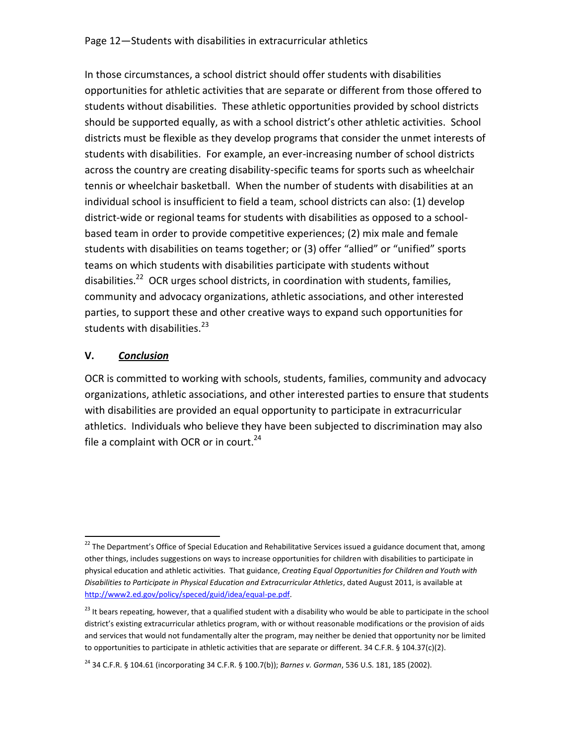In those circumstances, a school district should offer students with disabilities opportunities for athletic activities that are separate or different from those offered to students without disabilities. These athletic opportunities provided by school districts should be supported equally, as with a school district's other athletic activities. School districts must be flexible as they develop programs that consider the unmet interests of students with disabilities. For example, an ever-increasing number of school districts across the country are creating disability-specific teams for sports such as wheelchair tennis or wheelchair basketball. When the number of students with disabilities at an individual school is insufficient to field a team, school districts can also: (1) develop district-wide or regional teams for students with disabilities as opposed to a school-based team in order to provide competitive experiences; (2) mix male and female students with disabilities on teams together; or (3) offer "allied" or "unified" sports teams on which students with disabilities participate with students without disabilities.[22] OCR urges school districts, in coordination with students, families, community and advocacy organizations, athletic associations, and other interested parties, to support these and other creative ways to expand such opportunities for students with disabilities.[23]

## V. *Conclusion*

OCR is committed to working with schools, students, families, community and advocacy organizations, athletic associations, and other interested parties to ensure that students with disabilities are provided an equal opportunity to participate in extracurricular athletics. Individuals who believe they have been subjected to discrimination may also file a complaint with OCR or in court.[24]

---

[22] The Department's Office of Special Education and Rehabilitative Services issued a guidance document that, among other things, includes suggestions on ways to increase opportunities for children with disabilities to participate in physical education and athletic activities. That guidance, *Creating Equal Opportunities for Children and Youth with Disabilities to Participate in Physical Education and Extracurricular Athletics*, dated August 2011, is available at http://www2.ed.gov/policy/speced/guid/idea/equal-pe.pdf.

[23] It bears repeating, however, that a qualified student with a disability who would be able to participate in the school district's existing extracurricular athletics program, with or without reasonable modifications or the provision of aids and services that would not fundamentally alter the program, may neither be denied that opportunity nor be limited to opportunities to participate in athletic activities that are separate or different. 34 C.F.R. § 104.37(c)(2).

[24] 34 C.F.R. § 104.61 (incorporating 34 C.F.R. § 100.7(b)); *Barnes v. Gorman*, 536 U.S. 181, 185 (2002).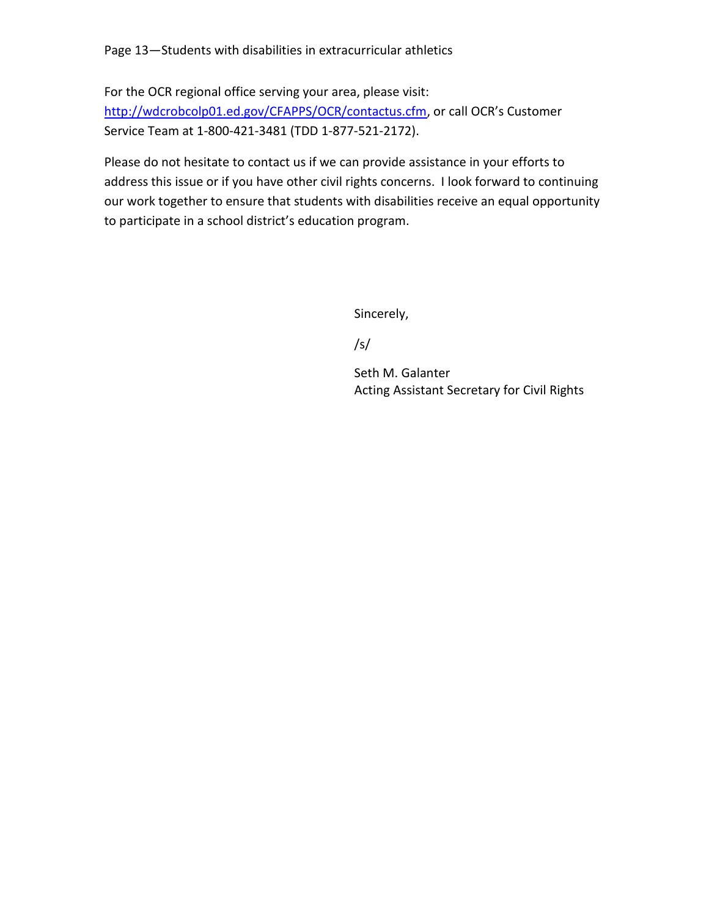For the OCR regional office serving your area, please visit: http://wdcrobcolp01.ed.gov/CFAPPS/OCR/contactus.cfm, or call OCR's Customer Service Team at 1-800-421-3481 (TDD 1-877-521-2172).

Please do not hesitate to contact us if we can provide assistance in your efforts to address this issue or if you have other civil rights concerns. I look forward to continuing our work together to ensure that students with disabilities receive an equal opportunity to participate in a school district's education program.

Sincerely,

/s/

Seth M. Galanter
Acting Assistant Secretary for Civil Rights